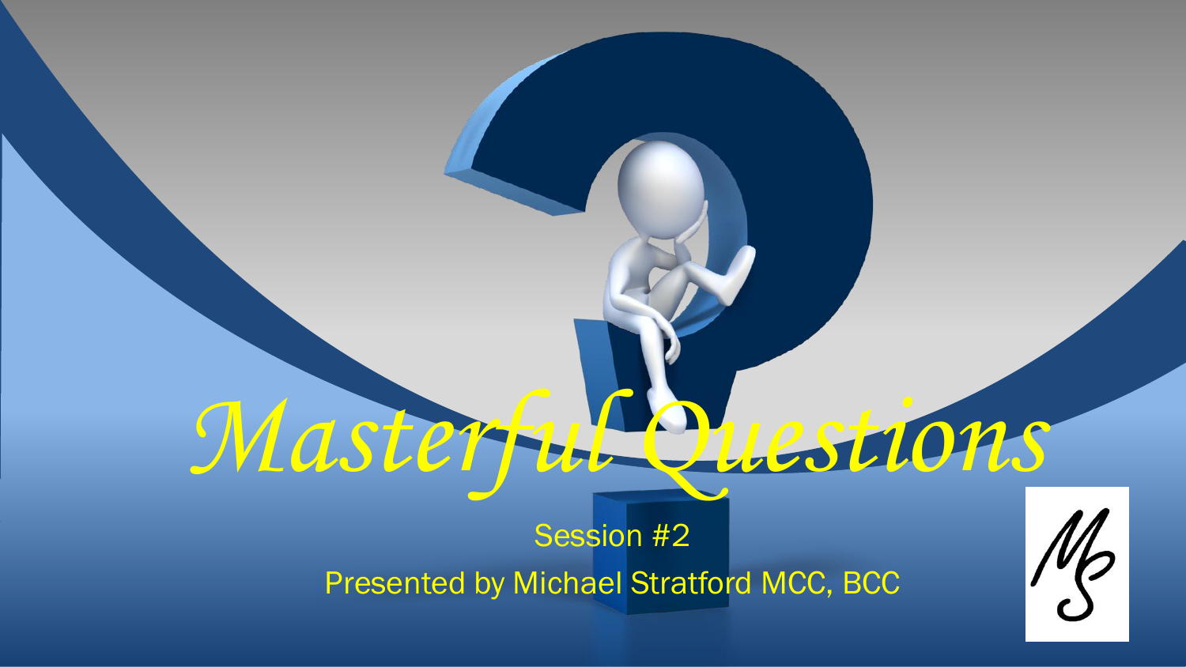# *Masterful Questions*

Session #2

Presented by Michael Stratford MCC, BCC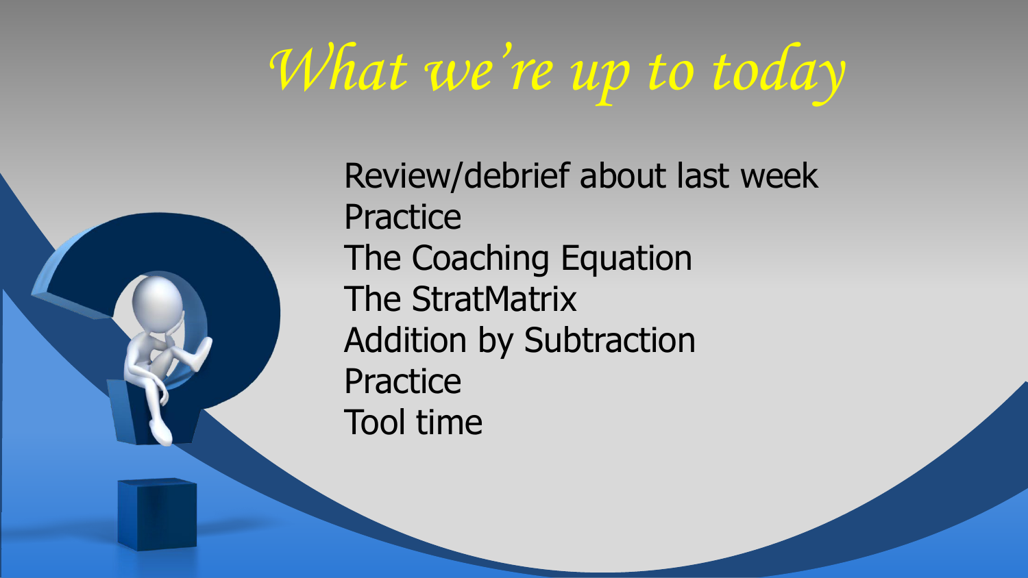# What we're up to today

- Review/debrief about last week
- Practice
- The Coaching Equation
- The StratMatrix
- Addition by Subtraction
- Practice
- Tool time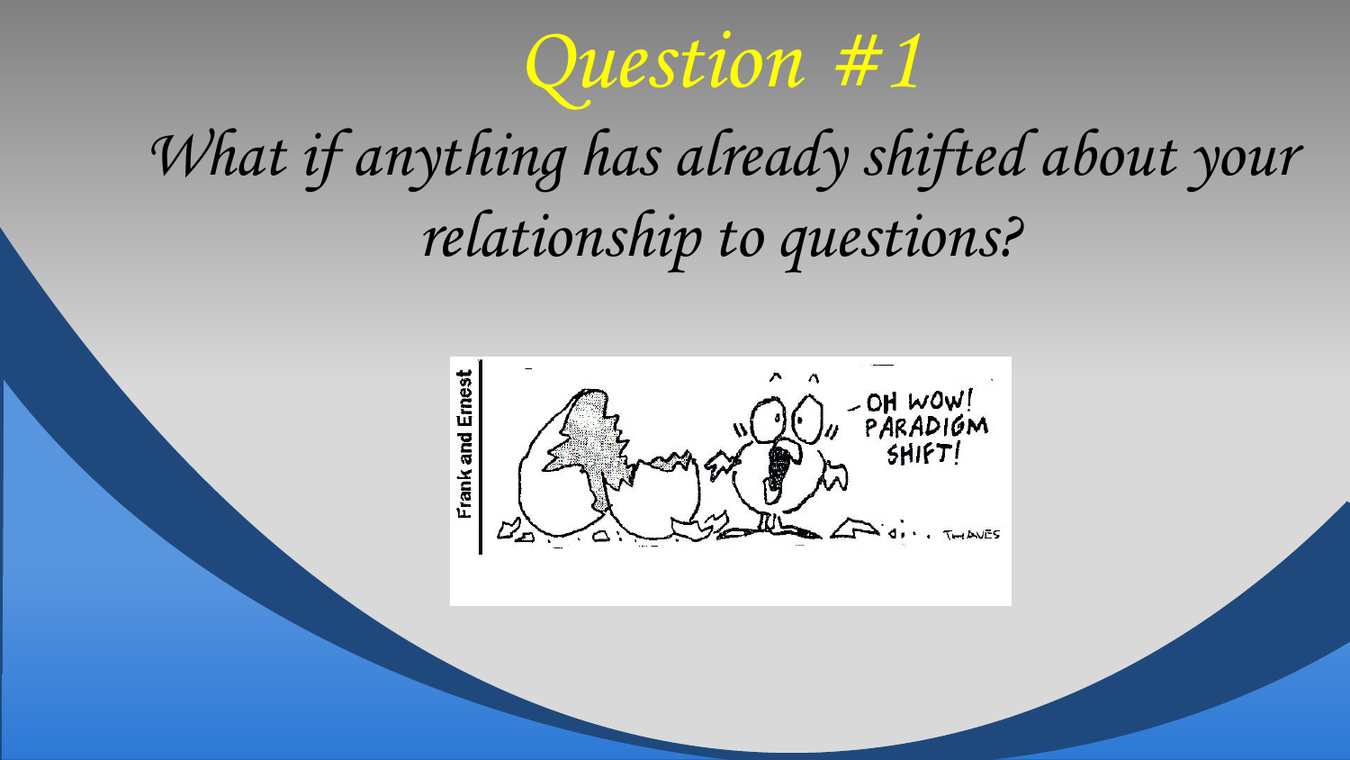# Question #1

*What if anything has already shifted about your relationship to questions?*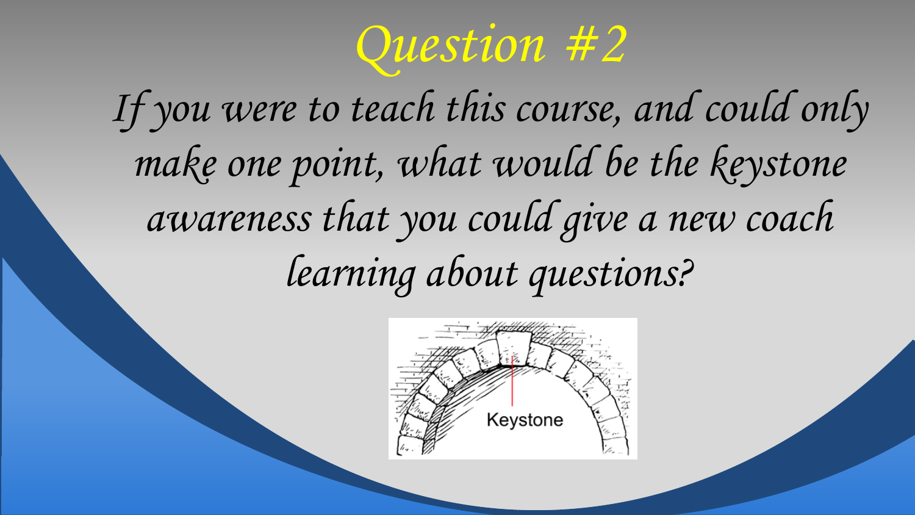# Question #2

*If you were to teach this course, and could only make one point, what would be the keystone awareness that you could give a new coach learning about questions?*

Keystone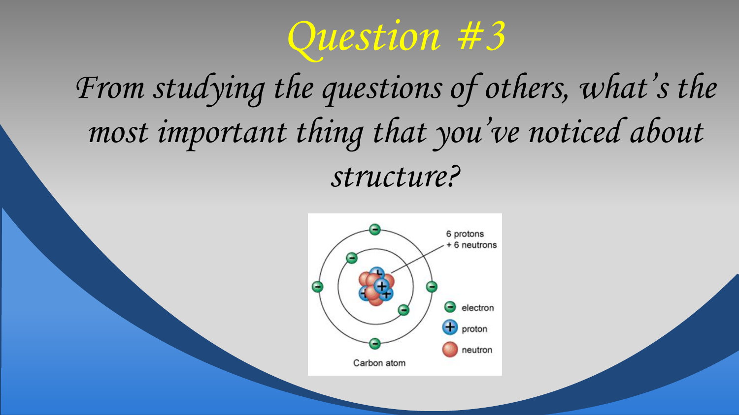# Question #3

*From studying the questions of others, what's the most important thing that you've noticed about structure?*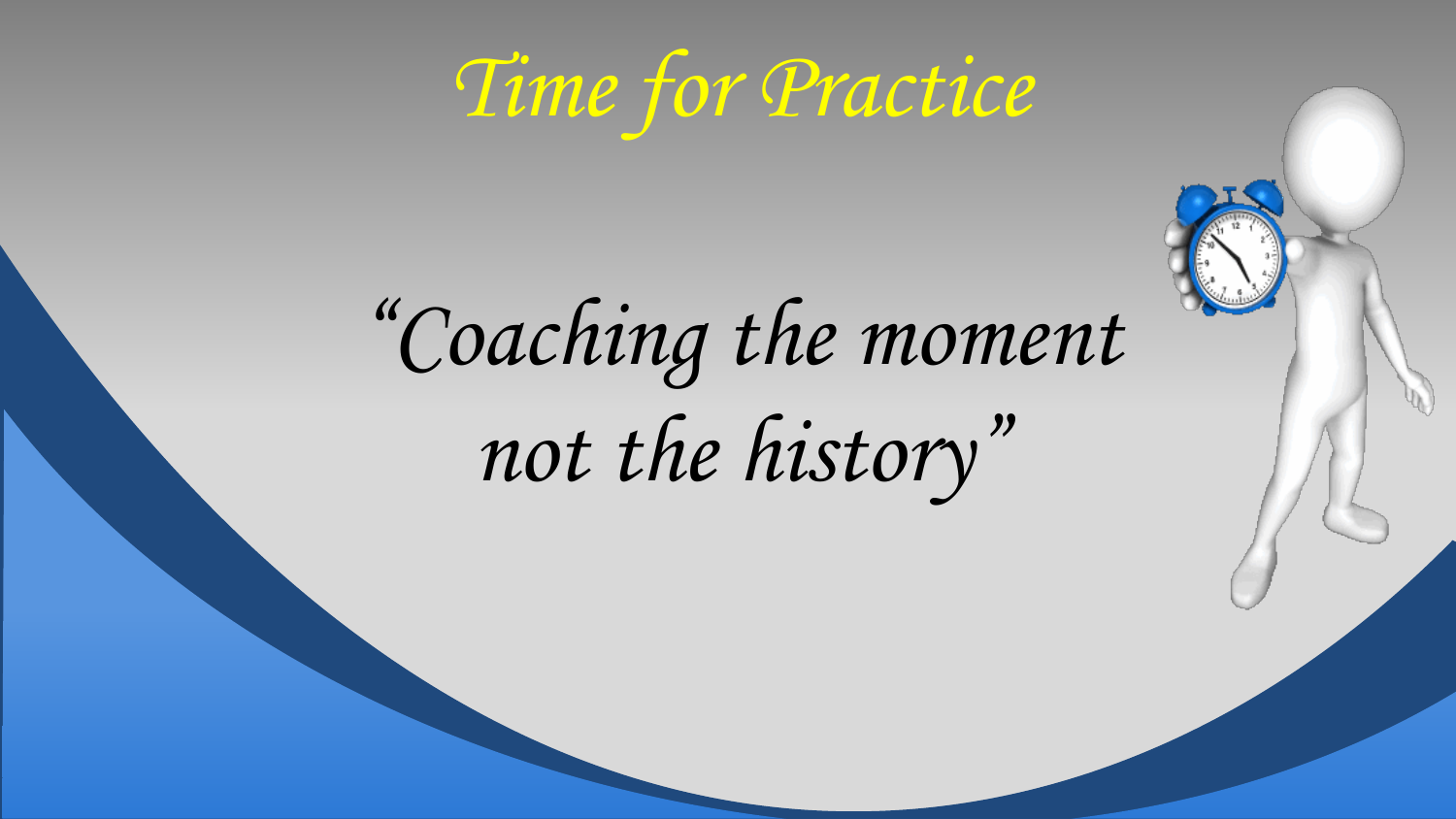# *Time for Practice*

*"Coaching the moment not the history"*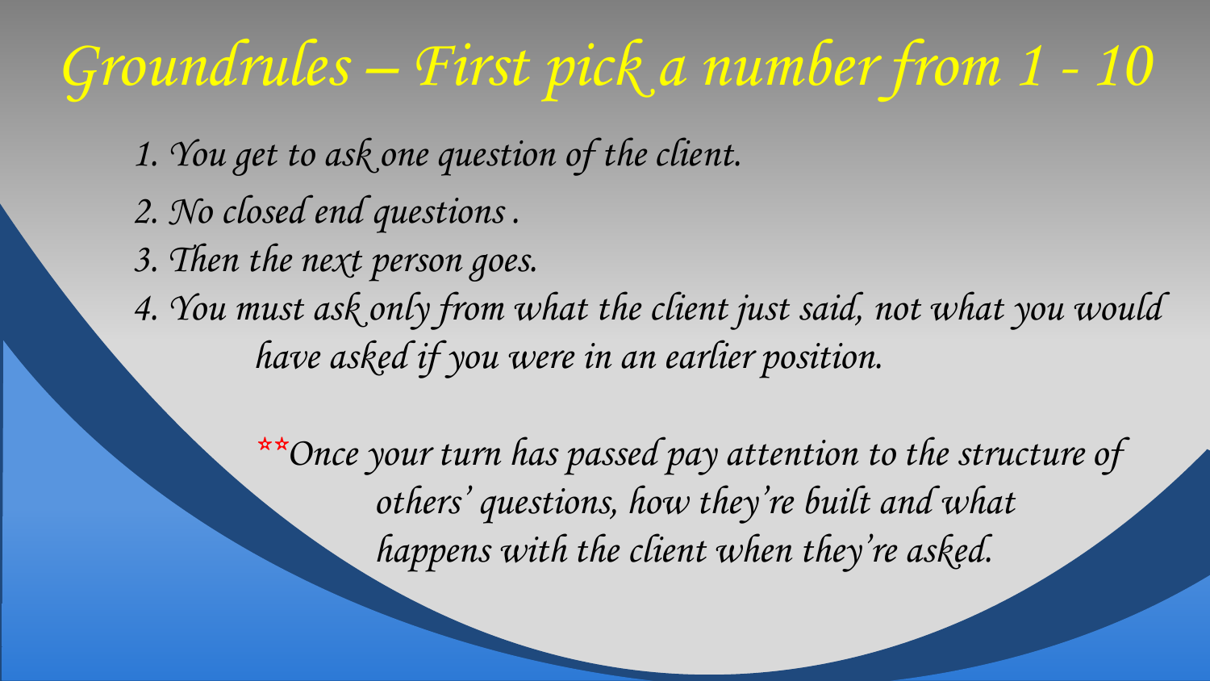# Groundrules – First pick a number from 1 - 10

1. You get to ask one question of the client.
2. No closed end questions .
3. Then the next person goes.
4. You must ask only from what the client just said, not what you would have asked if you were in an earlier position.

**Once your turn has passed pay attention to the structure of others' questions, how they're built and what happens with the client when they're asked.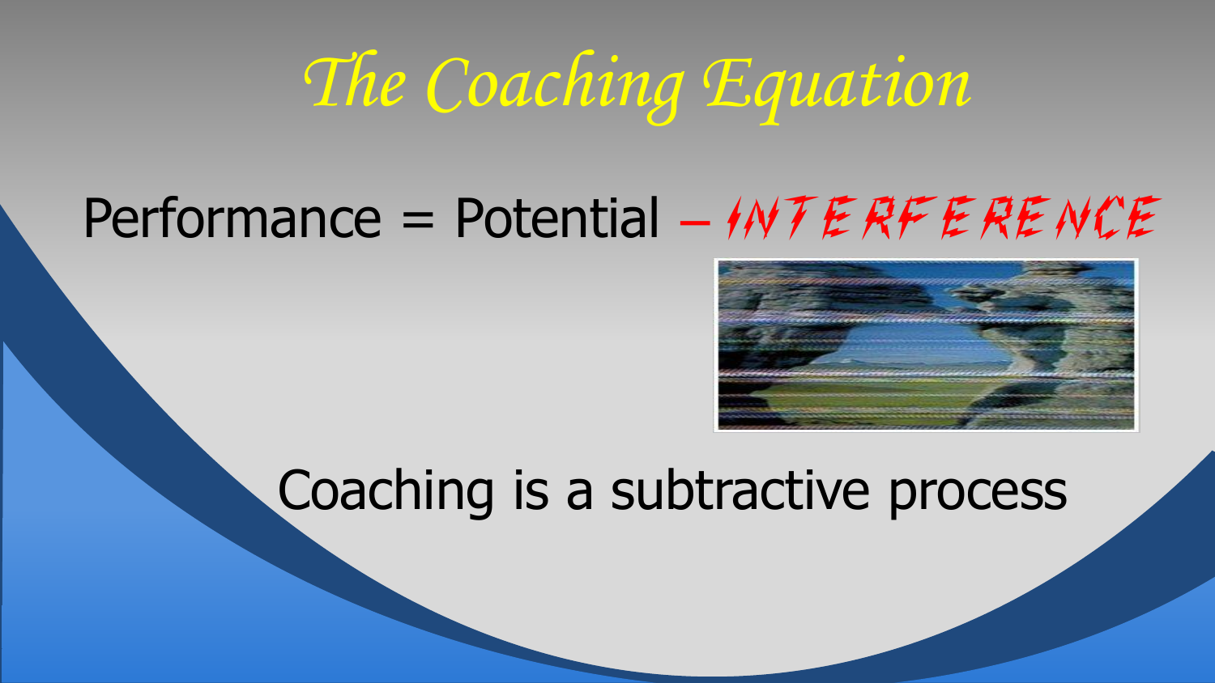# *The Coaching Equation*

Performance = Potential – INTERFERENCE

Coaching is a subtractive process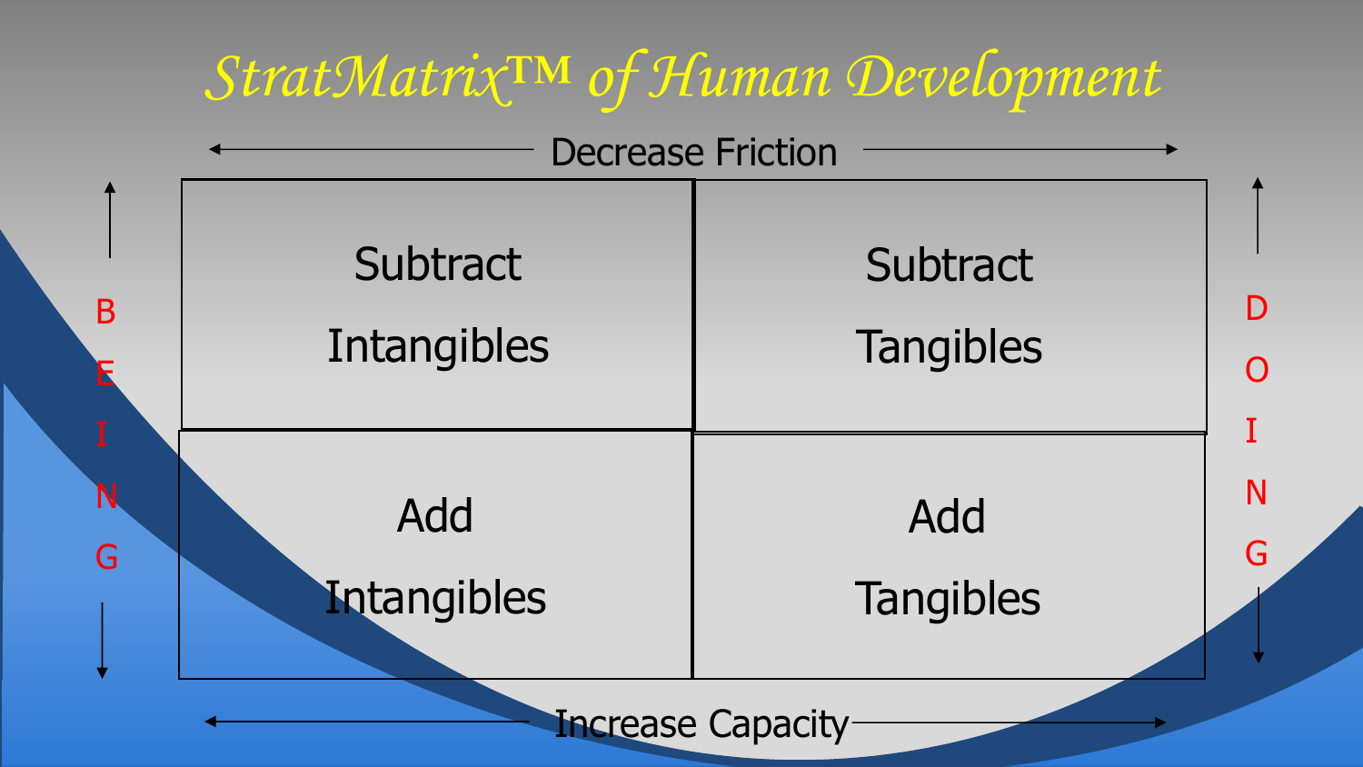# StratMatrix™ of Human Development

← Decrease Friction →

| | | | |
|---|---|---|---|
| ↑ BEING ↓ | Subtract Intangibles | Subtract Tangibles | ↑ DOING ↓ |
| | Add Intangibles | Add Tangibles | |

← Increase Capacity →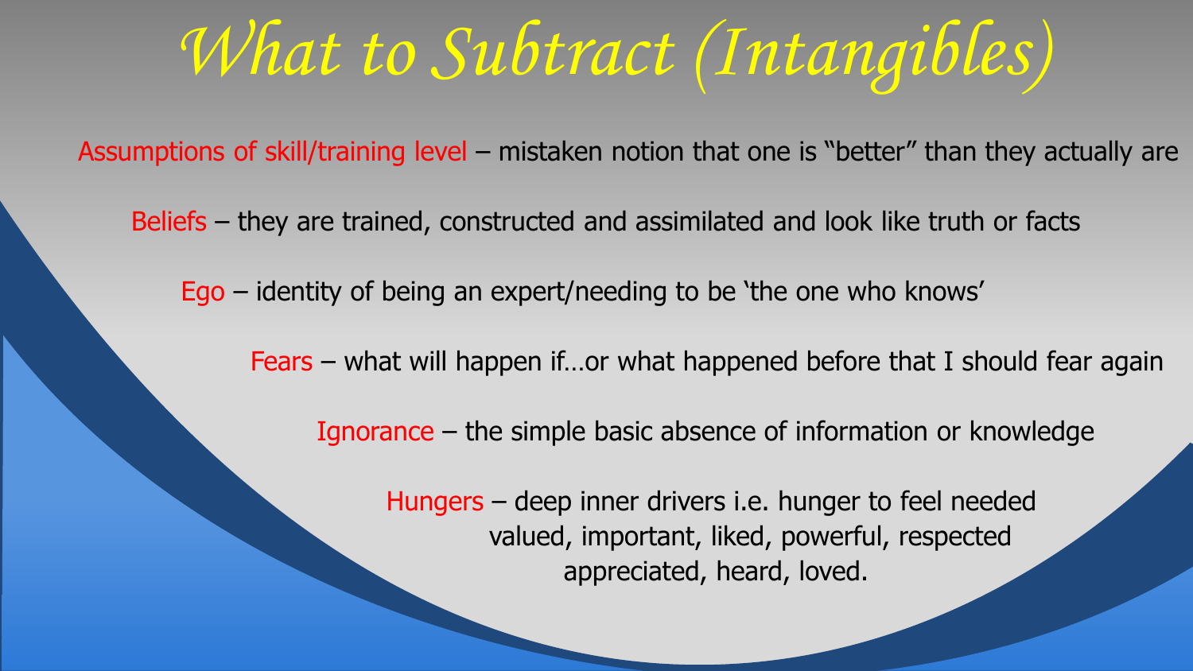# What to Subtract (Intangibles)

Assumptions of skill/training level – mistaken notion that one is "better" than they actually are

Beliefs – they are trained, constructed and assimilated and look like truth or facts

Ego – identity of being an expert/needing to be 'the one who knows'

Fears – what will happen if…or what happened before that I should fear again

Ignorance – the simple basic absence of information or knowledge

Hungers – deep inner drivers i.e. hunger to feel needed valued, important, liked, powerful, respected appreciated, heard, loved.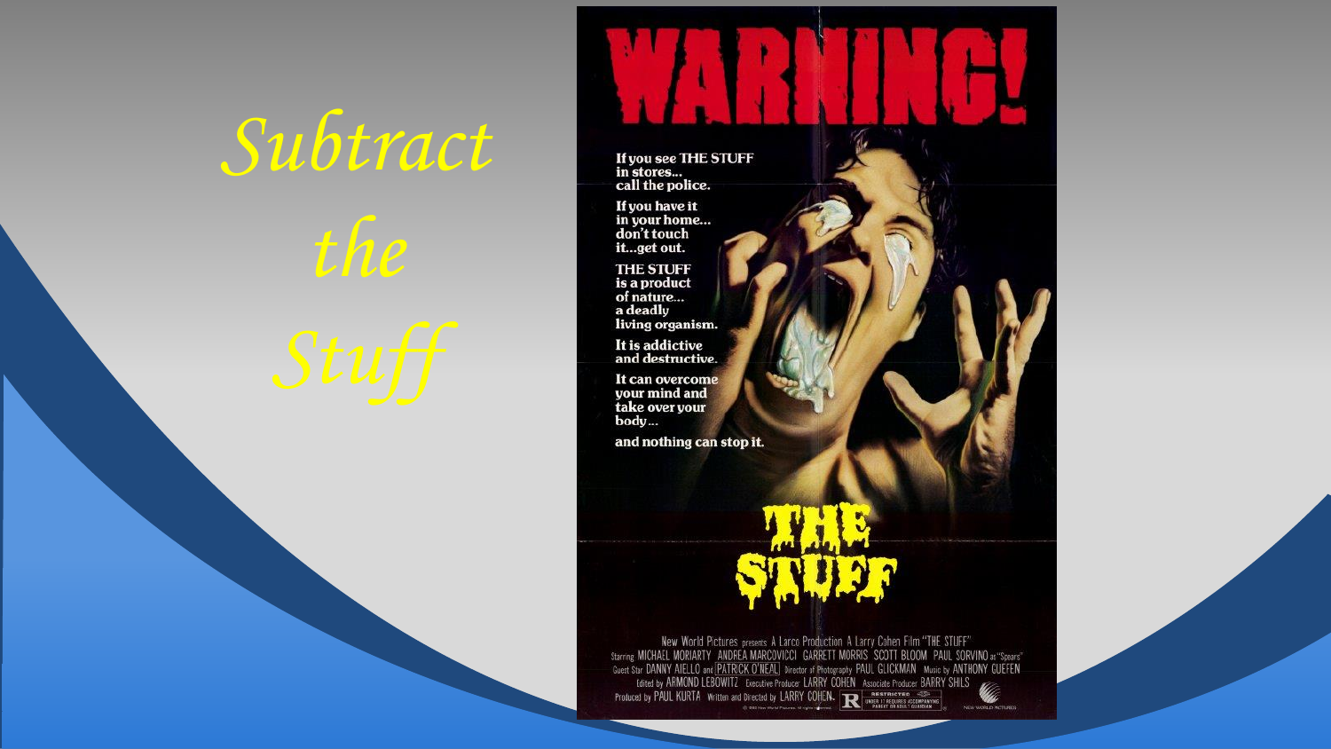# *Subtract the Stuff*

# WARNING!

**If you see THE STUFF in stores... call the police.**

**If you have it in your home... don't touch it...get out.**

**THE STUFF is a product of nature... a deadly living organism.**

**It is addictive and destructive.**

**It can overcome your mind and take over your body...**

**and nothing can stop it.**

## THE STUFF

New World Pictures presents A Larco Production A Larry Cohen Film "THE STUFF"
Starring MICHAEL MORIARTY ANDREA MARCOVICCI GARRETT MORRIS SCOTT BLOOM PAUL SORVINO as "Spears"
Guest Star DANNY AIELLO and PATRICK O'NEAL Director of Photography PAUL GLICKMAN Music by ANTHONY GUEFEN
Edited by ARMOND LEBOWITZ Executive Producer LARRY COHEN Associate Producer BARRY SHILS
Produced by PAUL KURTA Written and Directed by LARRY COHEN.

R RESTRICTED UNDER 17 REQUIRES ACCOMPANYING PARENT OR ADULT GUARDIAN

NEW WORLD PICTURES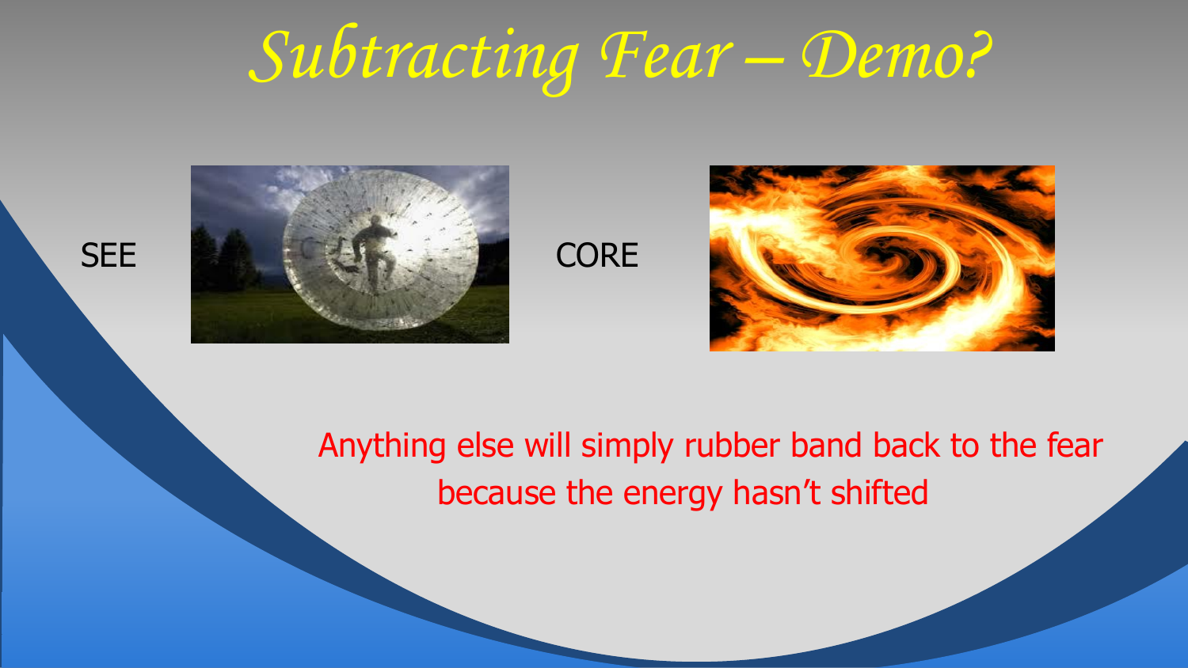# Subtracting Fear – Demo?

SEE

CORE

Anything else will simply rubber band back to the fear because the energy hasn't shifted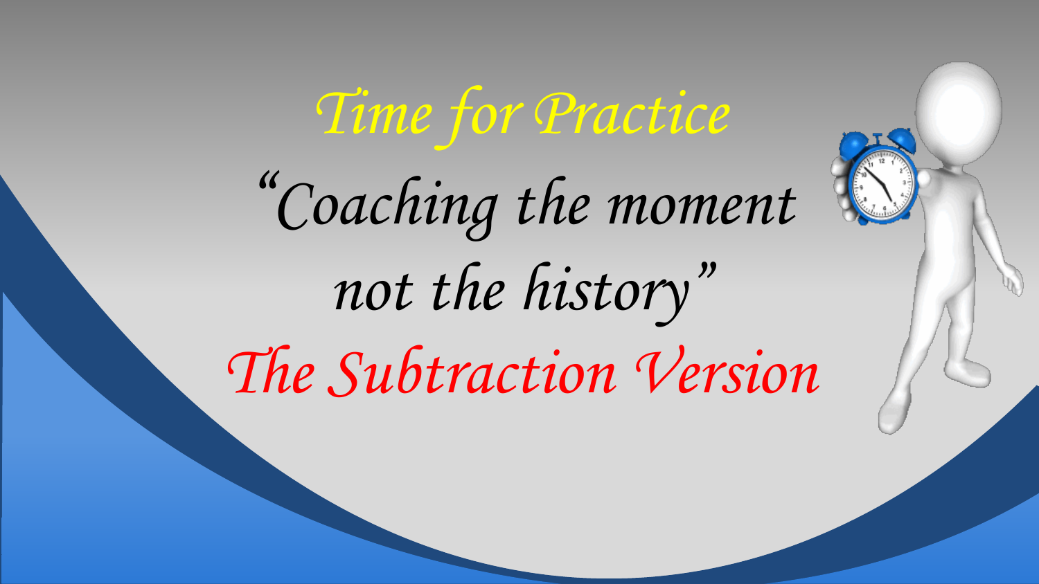# *Time for Practice*

## *"Coaching the moment not the history"*

## *The Subtraction Version*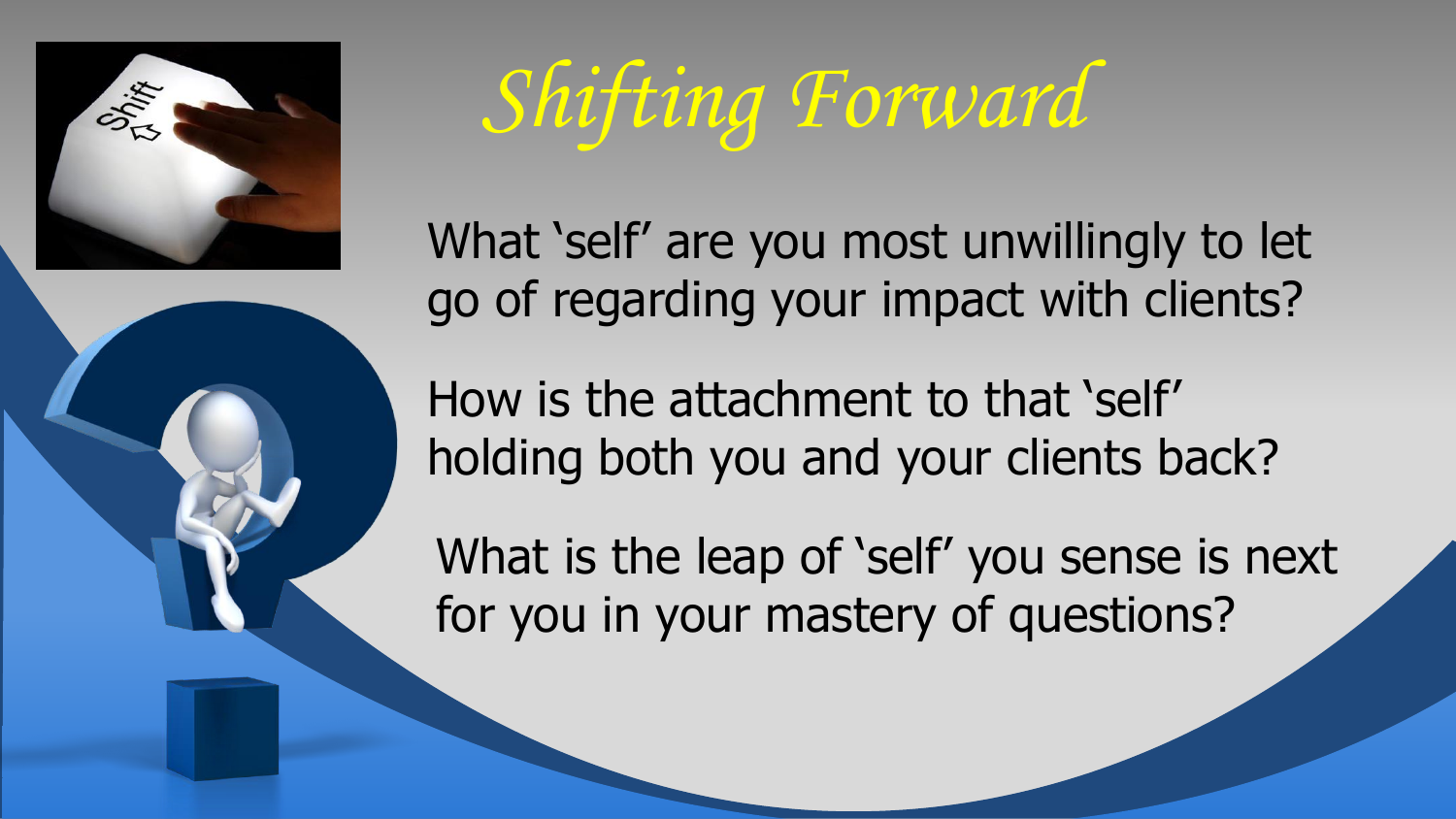# *Shifting Forward*

What 'self' are you most unwillingly to let go of regarding your impact with clients?

How is the attachment to that 'self' holding both you and your clients back?

What is the leap of 'self' you sense is next for you in your mastery of questions?